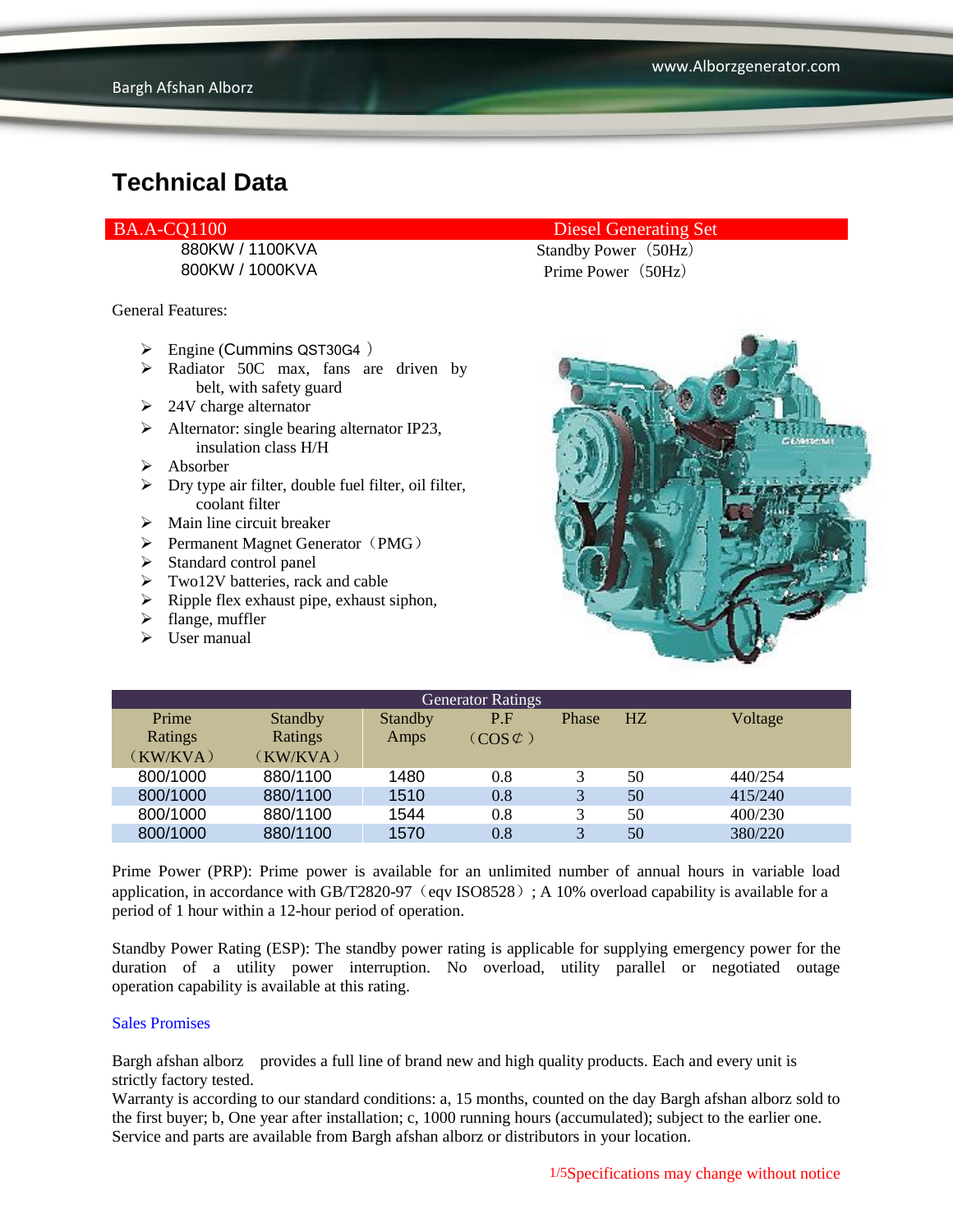# Technical Data

| BA.A-CQ1100 | Diesel Generating Set |
|---|---|
| 880KW / 1100KVA | Standby Power（50Hz） |
| 800KW / 1000KVA | Prime Power（50Hz） |

General Features:

- Engine (Cummins QST30G4 )
- Radiator 50C max, fans are driven by belt, with safety guard
- 24V charge alternator
- Alternator: single bearing alternator IP23, insulation class H/H
- Absorber
- Dry type air filter, double fuel filter, oil filter, coolant filter
- Main line circuit breaker
- Permanent Magnet Generator（PMG）
- Standard control panel
- Two12V batteries, rack and cable
- Ripple flex exhaust pipe, exhaust siphon,
- flange, muffler
- User manual

| Generator Ratings | | | | | | |
|---|---|---|---|---|---|---|
| Prime Ratings（KW/KVA） | Standby Ratings（KW/KVA） | Standby Amps | P.F（COS¢） | Phase | HZ | Voltage |
| 800/1000 | 880/1100 | 1480 | 0.8 | 3 | 50 | 440/254 |
| 800/1000 | 880/1100 | 1510 | 0.8 | 3 | 50 | 415/240 |
| 800/1000 | 880/1100 | 1544 | 0.8 | 3 | 50 | 400/230 |
| 800/1000 | 880/1100 | 1570 | 0.8 | 3 | 50 | 380/220 |

Prime Power (PRP): Prime power is available for an unlimited number of annual hours in variable load application, in accordance with GB/T2820-97（eqv ISO8528）; A 10% overload capability is available for a period of 1 hour within a 12-hour period of operation.

Standby Power Rating (ESP): The standby power rating is applicable for supplying emergency power for the duration of a utility power interruption. No overload, utility parallel or negotiated outage operation capability is available at this rating.

Sales Promises

Bargh afshan alborz provides a full line of brand new and high quality products. Each and every unit is strictly factory tested.
Warranty is according to our standard conditions: a, 15 months, counted on the day Bargh afshan alborz sold to the first buyer; b, One year after installation; c, 1000 running hours (accumulated); subject to the earlier one. Service and parts are available from Bargh afshan alborz or distributors in your location.

Specifications may change without notice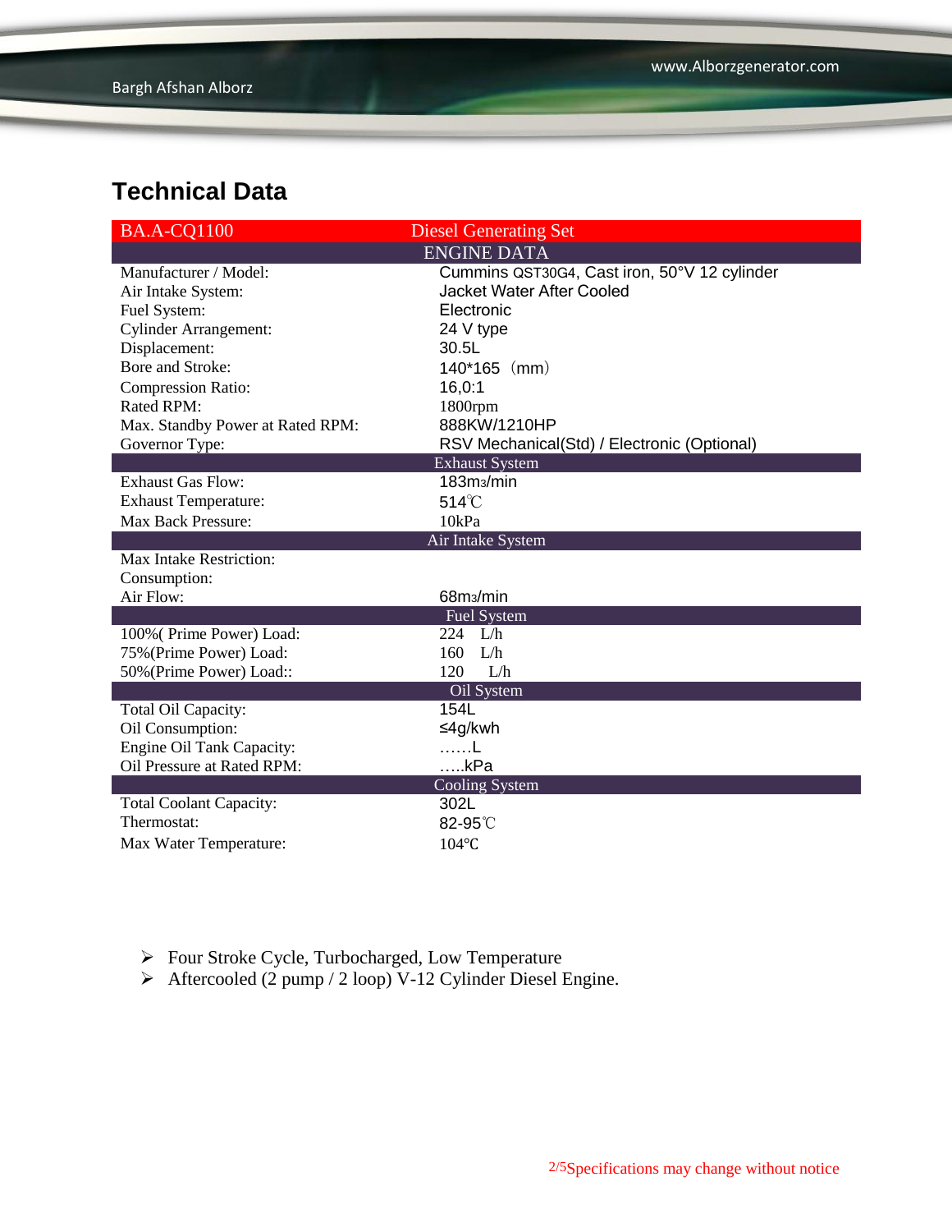## Technical Data

| BA.A-CQ1100 | Diesel Generating Set |
|---|---|
| **ENGINE DATA** | |
| Manufacturer / Model: | Cummins QST30G4, Cast iron, 50°V 12 cylinder |
| Air Intake System: | Jacket Water After Cooled |
| Fuel System: | Electronic |
| Cylinder Arrangement: | 24 V type |
| Displacement: | 30.5L |
| Bore and Stroke: | 140*165（mm） |
| Compression Ratio: | 16,0:1 |
| Rated RPM: | 1800rpm |
| Max. Standby Power at Rated RPM: | 888KW/1210HP |
| Governor Type: | RSV Mechanical(Std) / Electronic (Optional) |
| **Exhaust System** | |
| Exhaust Gas Flow: | 183m3/min |
| Exhaust Temperature: | 514℃ |
| Max Back Pressure: | 10kPa |
| **Air Intake System** | |
| Max Intake Restriction: | |
| Consumption: | |
| Air Flow: | 68m3/min |
| **Fuel System** | |
| 100%( Prime Power) Load: | 224 L/h |
| 75%(Prime Power) Load: | 160 L/h |
| 50%(Prime Power) Load:: | 120 L/h |
| **Oil System** | |
| Total Oil Capacity: | 154L |
| Oil Consumption: | ≤4g/kwh |
| Engine Oil Tank Capacity: | ……L |
| Oil Pressure at Rated RPM: | …..kPa |
| **Cooling System** | |
| Total Coolant Capacity: | 302L |
| Thermostat: | 82-95℃ |
| Max Water Temperature: | 104℃ |

- Four Stroke Cycle, Turbocharged, Low Temperature
- Aftercooled (2 pump / 2 loop) V-12 Cylinder Diesel Engine.

Specifications may change without notice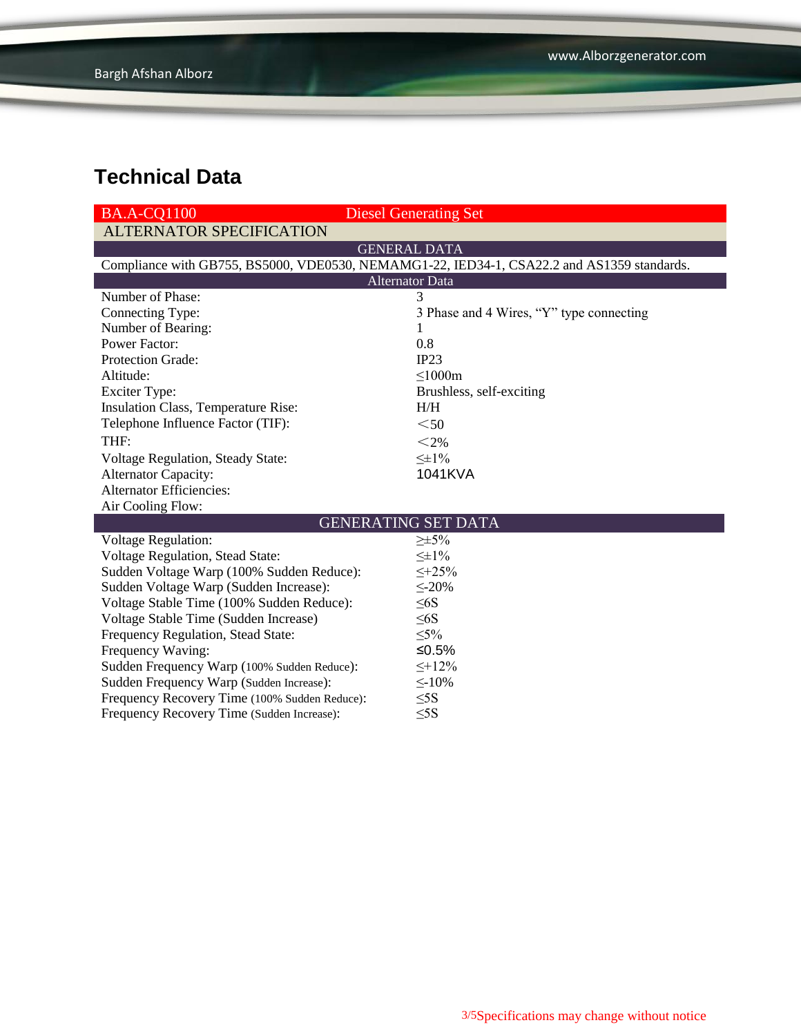# Technical Data

| BA.A-CQ1100 | Diesel Generating Set |
|---|---|
| **ALTERNATOR SPECIFICATION** | |
| **GENERAL DATA** | |
| Compliance with GB755, BS5000, VDE0530, NEMAMG1-22, IED34-1, CSA22.2 and AS1359 standards. | |
| **Alternator Data** | |
| Number of Phase: | 3 |
| Connecting Type: | 3 Phase and 4 Wires, “Y” type connecting |
| Number of Bearing: | 1 |
| Power Factor: | 0.8 |
| Protection Grade: | IP23 |
| Altitude: | ≤1000m |
| Exciter Type: | Brushless, self-exciting |
| Insulation Class, Temperature Rise: | H/H |
| Telephone Influence Factor (TIF): | ＜50 |
| THF: | ＜2% |
| Voltage Regulation, Steady State: | ≤±1% |
| Alternator Capacity: | 1041KVA |
| Alternator Efficiencies: | |
| Air Cooling Flow: | |
| **GENERATING SET DATA** | |
| Voltage Regulation: | ≥±5% |
| Voltage Regulation, Stead State: | ≤±1% |
| Sudden Voltage Warp (100% Sudden Reduce): | ≤+25% |
| Sudden Voltage Warp (Sudden Increase): | ≤-20% |
| Voltage Stable Time (100% Sudden Reduce): | ≤6S |
| Voltage Stable Time (Sudden Increase) | ≤6S |
| Frequency Regulation, Stead State: | ≤5% |
| Frequency Waving: | ≤0.5% |
| Sudden Frequency Warp (100% Sudden Reduce): | ≤+12% |
| Sudden Frequency Warp (Sudden Increase): | ≤-10% |
| Frequency Recovery Time (100% Sudden Reduce): | ≤5S |
| Frequency Recovery Time (Sudden Increase): | ≤5S |

Specifications may change without notice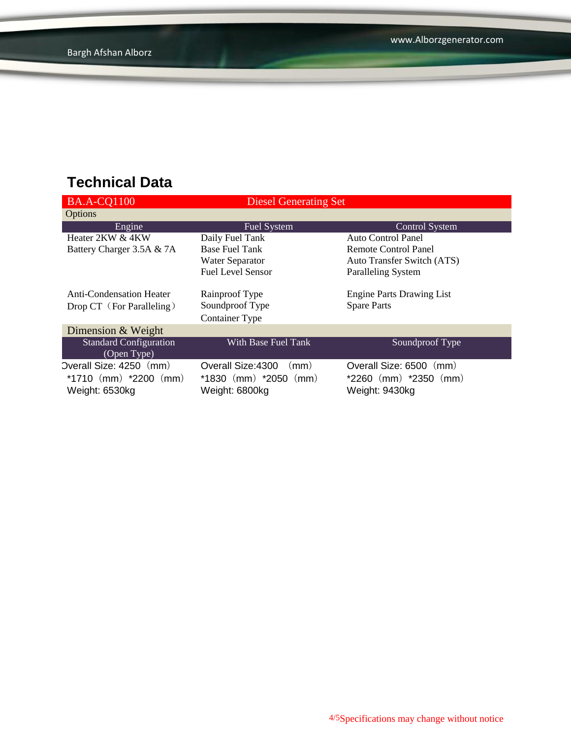## Technical Data

| BA.A-CQ1100 | Diesel Generating Set | |
|---|---|---|
| Options | | |
| Engine | Fuel System | Control System |
| Heater 2KW & 4KW<br>Battery Charger 3.5A & 7A | Daily Fuel Tank<br>Base Fuel Tank<br>Water Separator<br>Fuel Level Sensor | Auto Control Panel<br>Remote Control Panel<br>Auto Transfer Switch (ATS)<br>Paralleling System |
| Anti-Condensation Heater<br>Drop CT（For Paralleling） | Rainproof Type<br>Soundproof Type<br>Container Type | Engine Parts Drawing List<br>Spare Parts |
| Dimension & Weight | | |
| Standard Configuration (Open Type) | With Base Fuel Tank | Soundproof Type |
| Overall Size: 4250（mm）*1710（mm）*2200（mm）<br>Weight: 6530kg | Overall Size:4300 （mm）*1830（mm）*2050（mm）<br>Weight: 6800kg | Overall Size: 6500（mm）*2260（mm）*2350（mm）<br>Weight: 9430kg |

Specifications may change without notice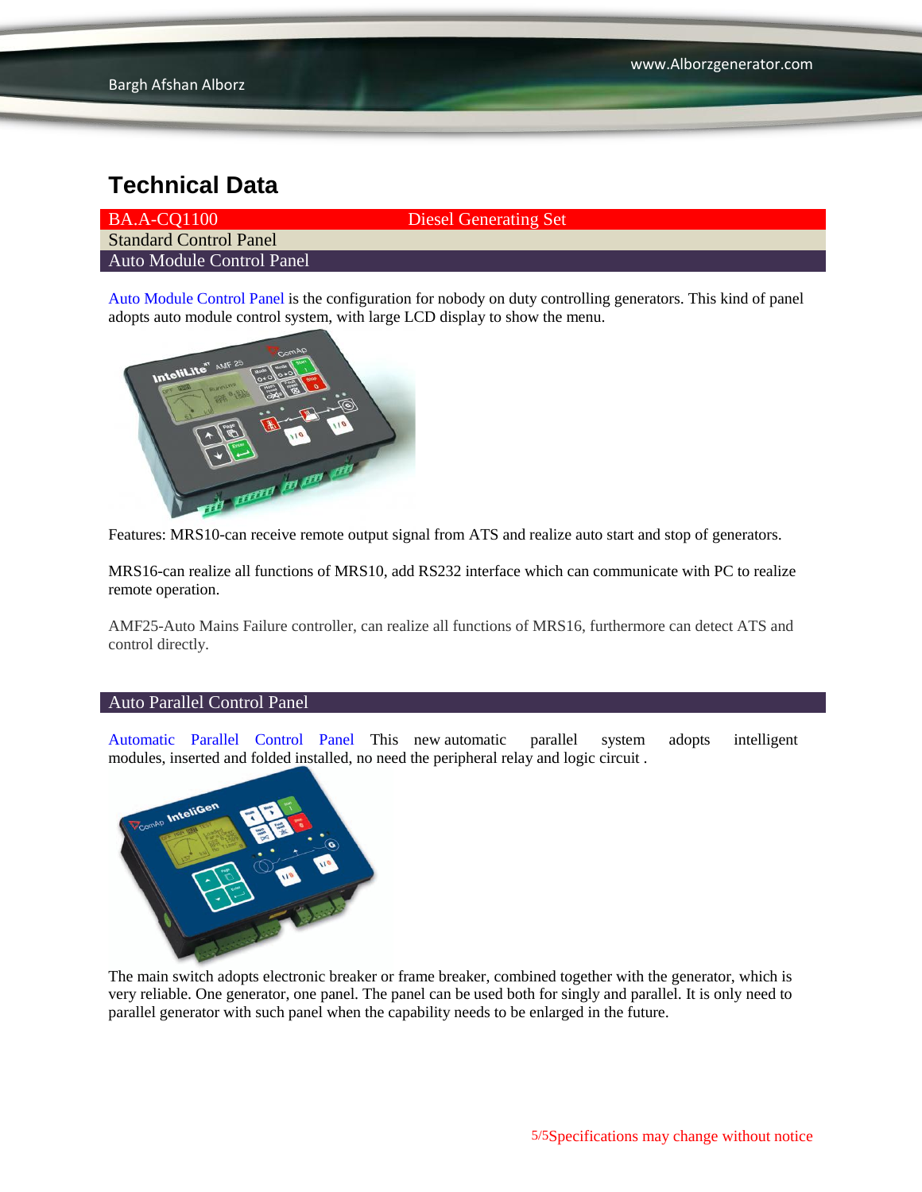## Technical Data

| | |
|---|---|
| BA.A-CQ1100 | Diesel Generating Set |
| Standard Control Panel | |
| Auto Module Control Panel | |

Auto Module Control Panel is the configuration for nobody on duty controlling generators. This kind of panel adopts auto module control system, with large LCD display to show the menu.

Features: MRS10-can receive remote output signal from ATS and realize auto start and stop of generators.

MRS16-can realize all functions of MRS10, add RS232 interface which can communicate with PC to realize remote operation.

AMF25-Auto Mains Failure controller, can realize all functions of MRS16, furthermore can detect ATS and control directly.

### Auto Parallel Control Panel

Automatic Parallel Control Panel This new automatic parallel system adopts intelligent modules, inserted and folded installed, no need the peripheral relay and logic circuit .

The main switch adopts electronic breaker or frame breaker, combined together with the generator, which is very reliable. One generator, one panel. The panel can be used both for singly and parallel. It is only need to parallel generator with such panel when the capability needs to be enlarged in the future.

Specifications may change without notice